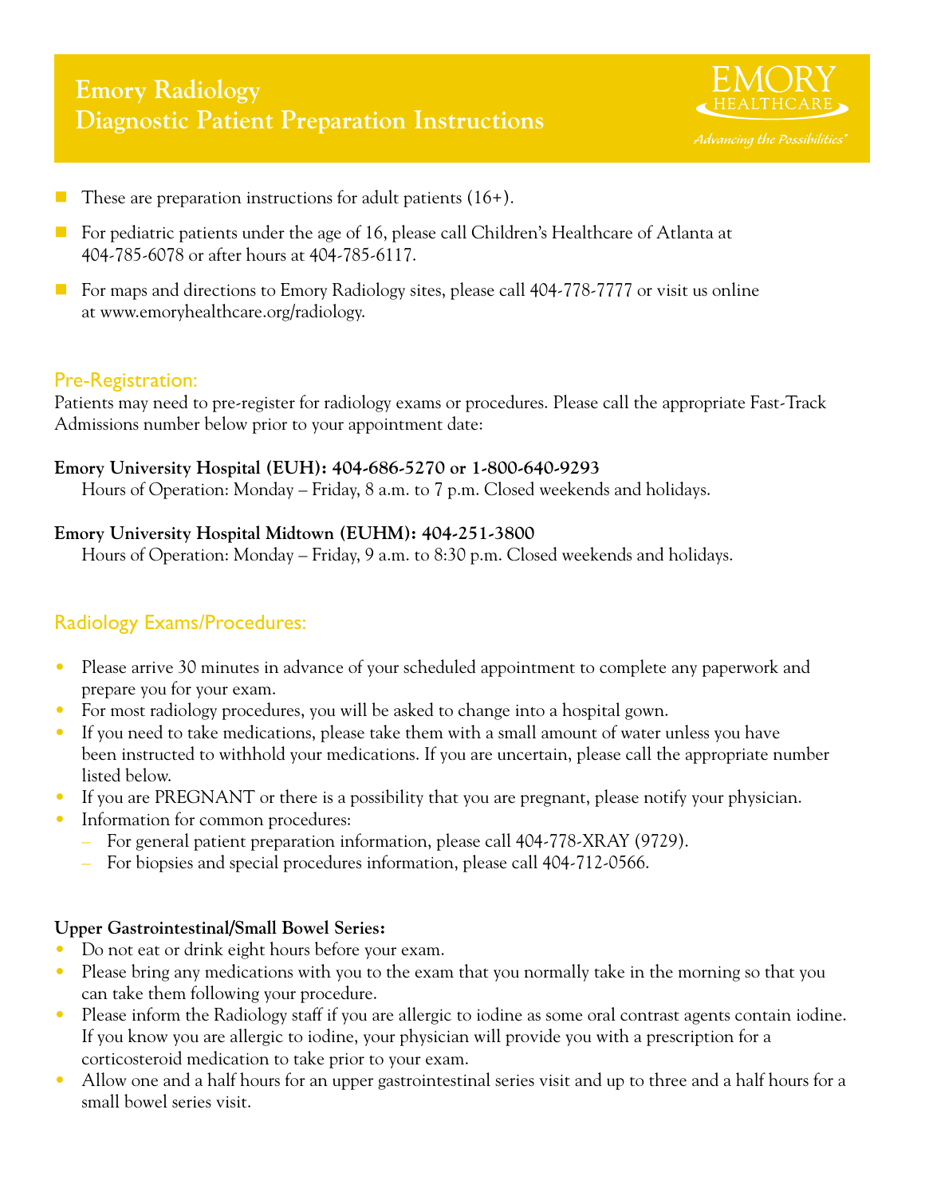# Emory Radiology
# Diagnostic Patient Preparation Instructions

EMORY HEALTHCARE

*Advancing the Possibilities®*

- These are preparation instructions for adult patients (16+).
- For pediatric patients under the age of 16, please call Children's Healthcare of Atlanta at 404-785-6078 or after hours at 404-785-6117.
- For maps and directions to Emory Radiology sites, please call 404-778-7777 or visit us online at www.emoryhealthcare.org/radiology.

## Pre-Registration:

Patients may need to pre-register for radiology exams or procedures. Please call the appropriate Fast-Track Admissions number below prior to your appointment date:

**Emory University Hospital (EUH): 404-686-5270 or 1-800-640-9293**

Hours of Operation: Monday – Friday, 8 a.m. to 7 p.m. Closed weekends and holidays.

**Emory University Hospital Midtown (EUHM): 404-251-3800**

Hours of Operation: Monday – Friday, 9 a.m. to 8:30 p.m. Closed weekends and holidays.

## Radiology Exams/Procedures:

- Please arrive 30 minutes in advance of your scheduled appointment to complete any paperwork and prepare you for your exam.
- For most radiology procedures, you will be asked to change into a hospital gown.
- If you need to take medications, please take them with a small amount of water unless you have been instructed to withhold your medications. If you are uncertain, please call the appropriate number listed below.
- If you are PREGNANT or there is a possibility that you are pregnant, please notify your physician.
- Information for common procedures:
  - For general patient preparation information, please call 404-778-XRAY (9729).
  - For biopsies and special procedures information, please call 404-712-0566.

**Upper Gastrointestinal/Small Bowel Series:**

- Do not eat or drink eight hours before your exam.
- Please bring any medications with you to the exam that you normally take in the morning so that you can take them following your procedure.
- Please inform the Radiology staff if you are allergic to iodine as some oral contrast agents contain iodine. If you know you are allergic to iodine, your physician will provide you with a prescription for a corticosteroid medication to take prior to your exam.
- Allow one and a half hours for an upper gastrointestinal series visit and up to three and a half hours for a small bowel series visit.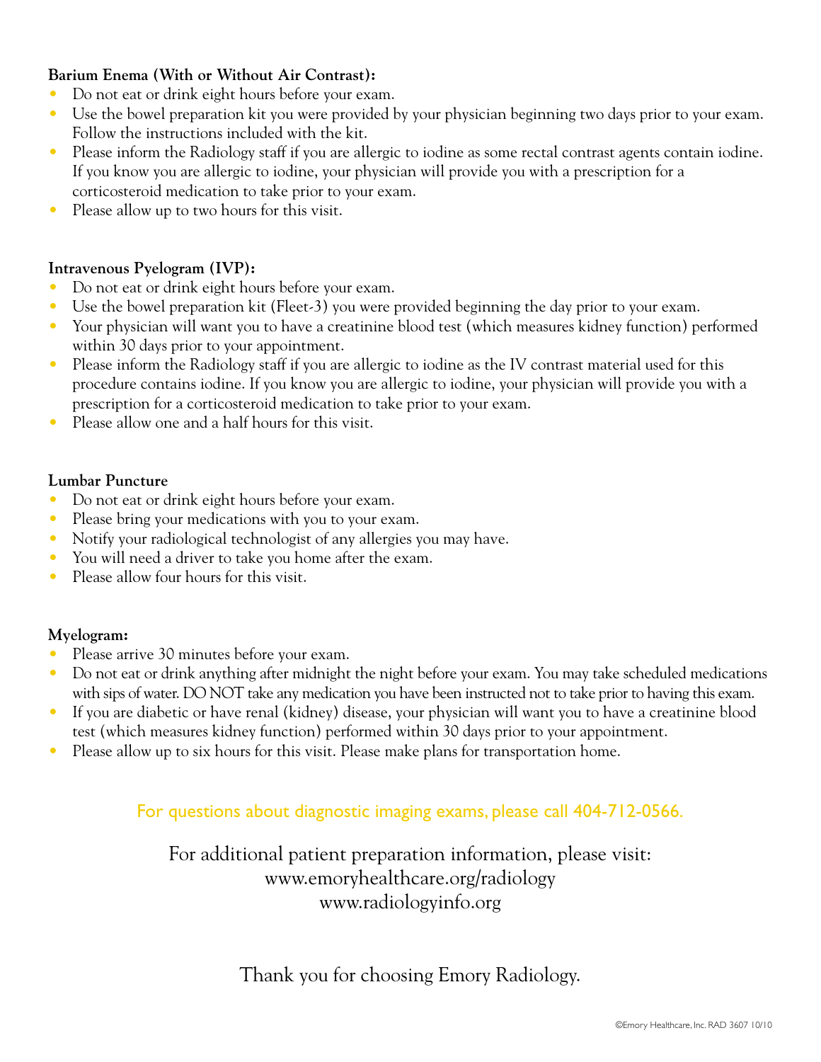**Barium Enema (With or Without Air Contrast):**

- Do not eat or drink eight hours before your exam.
- Use the bowel preparation kit you were provided by your physician beginning two days prior to your exam. Follow the instructions included with the kit.
- Please inform the Radiology staff if you are allergic to iodine as some rectal contrast agents contain iodine. If you know you are allergic to iodine, your physician will provide you with a prescription for a corticosteroid medication to take prior to your exam.
- Please allow up to two hours for this visit.

**Intravenous Pyelogram (IVP):**

- Do not eat or drink eight hours before your exam.
- Use the bowel preparation kit (Fleet-3) you were provided beginning the day prior to your exam.
- Your physician will want you to have a creatinine blood test (which measures kidney function) performed within 30 days prior to your appointment.
- Please inform the Radiology staff if you are allergic to iodine as the IV contrast material used for this procedure contains iodine. If you know you are allergic to iodine, your physician will provide you with a prescription for a corticosteroid medication to take prior to your exam.
- Please allow one and a half hours for this visit.

**Lumbar Puncture**

- Do not eat or drink eight hours before your exam.
- Please bring your medications with you to your exam.
- Notify your radiological technologist of any allergies you may have.
- You will need a driver to take you home after the exam.
- Please allow four hours for this visit.

**Myelogram:**

- Please arrive 30 minutes before your exam.
- Do not eat or drink anything after midnight the night before your exam. You may take scheduled medications with sips of water. DO NOT take any medication you have been instructed not to take prior to having this exam.
- If you are diabetic or have renal (kidney) disease, your physician will want you to have a creatinine blood test (which measures kidney function) performed within 30 days prior to your appointment.
- Please allow up to six hours for this visit. Please make plans for transportation home.

For questions about diagnostic imaging exams, please call 404-712-0566.

For additional patient preparation information, please visit:
www.emoryhealthcare.org/radiology
www.radiologyinfo.org

Thank you for choosing Emory Radiology.

©Emory Healthcare, Inc. RAD 3607 10/10